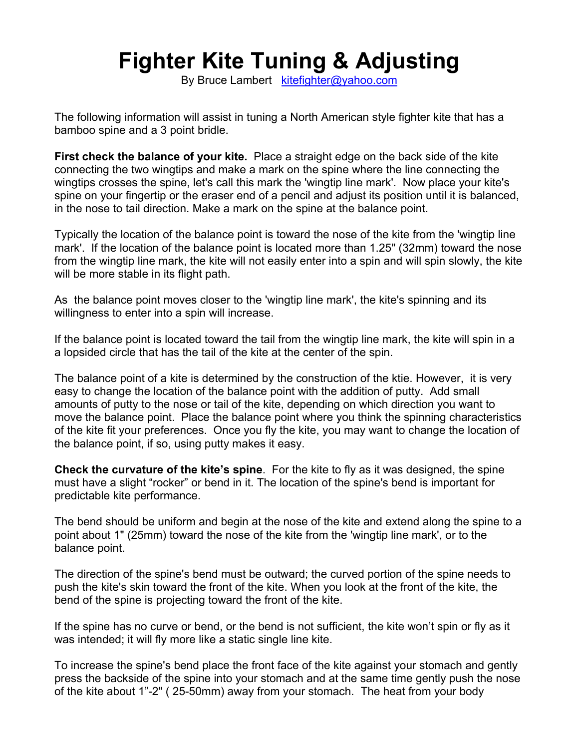# Fighter Kite Tuning & Adjusting

By Bruce Lambert   kitefighter@yahoo.com

The following information will assist in tuning a North American style fighter kite that has a bamboo spine and a 3 point bridle.

**First check the balance of your kite.** Place a straight edge on the back side of the kite connecting the two wingtips and make a mark on the spine where the line connecting the wingtips crosses the spine, let's call this mark the 'wingtip line mark'. Now place your kite's spine on your fingertip or the eraser end of a pencil and adjust its position until it is balanced, in the nose to tail direction. Make a mark on the spine at the balance point.

Typically the location of the balance point is toward the nose of the kite from the 'wingtip line mark'. If the location of the balance point is located more than 1.25" (32mm) toward the nose from the wingtip line mark, the kite will not easily enter into a spin and will spin slowly, the kite will be more stable in its flight path.

As the balance point moves closer to the 'wingtip line mark', the kite's spinning and its willingness to enter into a spin will increase.

If the balance point is located toward the tail from the wingtip line mark, the kite will spin in a a lopsided circle that has the tail of the kite at the center of the spin.

The balance point of a kite is determined by the construction of the ktie. However, it is very easy to change the location of the balance point with the addition of putty. Add small amounts of putty to the nose or tail of the kite, depending on which direction you want to move the balance point. Place the balance point where you think the spinning characteristics of the kite fit your preferences. Once you fly the kite, you may want to change the location of the balance point, if so, using putty makes it easy.

**Check the curvature of the kite's spine**. For the kite to fly as it was designed, the spine must have a slight "rocker" or bend in it. The location of the spine's bend is important for predictable kite performance.

The bend should be uniform and begin at the nose of the kite and extend along the spine to a point about 1" (25mm) toward the nose of the kite from the 'wingtip line mark', or to the balance point.

The direction of the spine's bend must be outward; the curved portion of the spine needs to push the kite's skin toward the front of the kite. When you look at the front of the kite, the bend of the spine is projecting toward the front of the kite.

If the spine has no curve or bend, or the bend is not sufficient, the kite won't spin or fly as it was intended; it will fly more like a static single line kite.

To increase the spine's bend place the front face of the kite against your stomach and gently press the backside of the spine into your stomach and at the same time gently push the nose of the kite about 1"-2" ( 25-50mm) away from your stomach. The heat from your body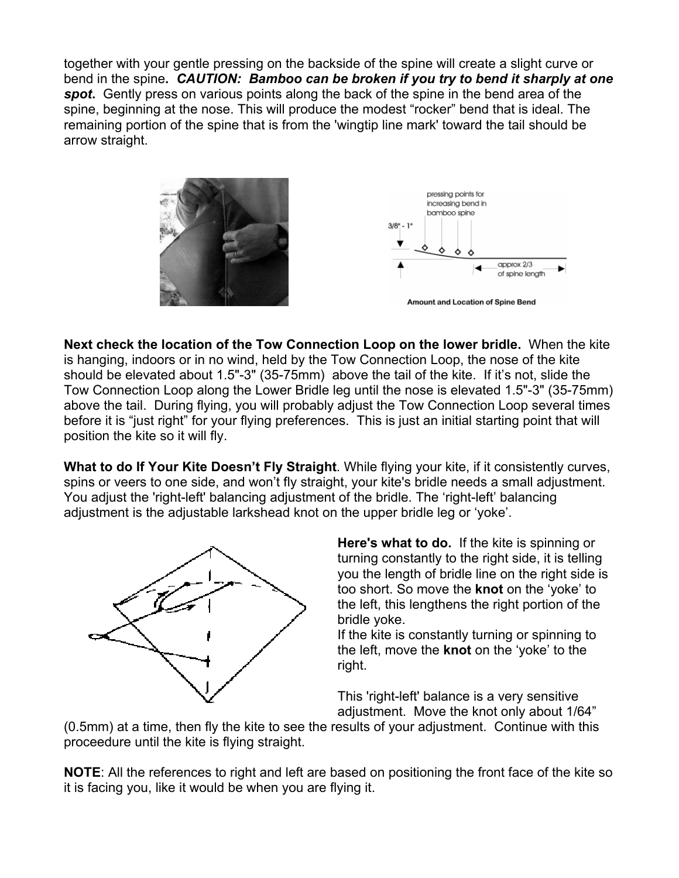together with your gentle pressing on the backside of the spine will create a slight curve or bend in the spine**.** ***CAUTION: Bamboo can be broken if you try to bend it sharply at one spot.*** Gently press on various points along the back of the spine in the bend area of the spine, beginning at the nose. This will produce the modest "rocker" bend that is ideal. The remaining portion of the spine that is from the 'wingtip line mark' toward the tail should be arrow straight.

**Next check the location of the Tow Connection Loop on the lower bridle.** When the kite is hanging, indoors or in no wind, held by the Tow Connection Loop, the nose of the kite should be elevated about 1.5"-3" (35-75mm) above the tail of the kite. If it's not, slide the Tow Connection Loop along the Lower Bridle leg until the nose is elevated 1.5"-3" (35-75mm) above the tail. During flying, you will probably adjust the Tow Connection Loop several times before it is "just right" for your flying preferences. This is just an initial starting point that will position the kite so it will fly.

**What to do If Your Kite Doesn't Fly Straight**. While flying your kite, if it consistently curves, spins or veers to one side, and won't fly straight, your kite's bridle needs a small adjustment. You adjust the 'right-left' balancing adjustment of the bridle. The 'right-left' balancing adjustment is the adjustable larkshead knot on the upper bridle leg or 'yoke'.

**Here's what to do.** If the kite is spinning or turning constantly to the right side, it is telling you the length of bridle line on the right side is too short. So move the **knot** on the 'yoke' to the left, this lengthens the right portion of the bridle yoke.

If the kite is constantly turning or spinning to the left, move the **knot** on the 'yoke' to the right.

This 'right-left' balance is a very sensitive adjustment. Move the knot only about 1/64" (0.5mm) at a time, then fly the kite to see the results of your adjustment. Continue with this proceedure until the kite is flying straight.

**NOTE**: All the references to right and left are based on positioning the front face of the kite so it is facing you, like it would be when you are flying it.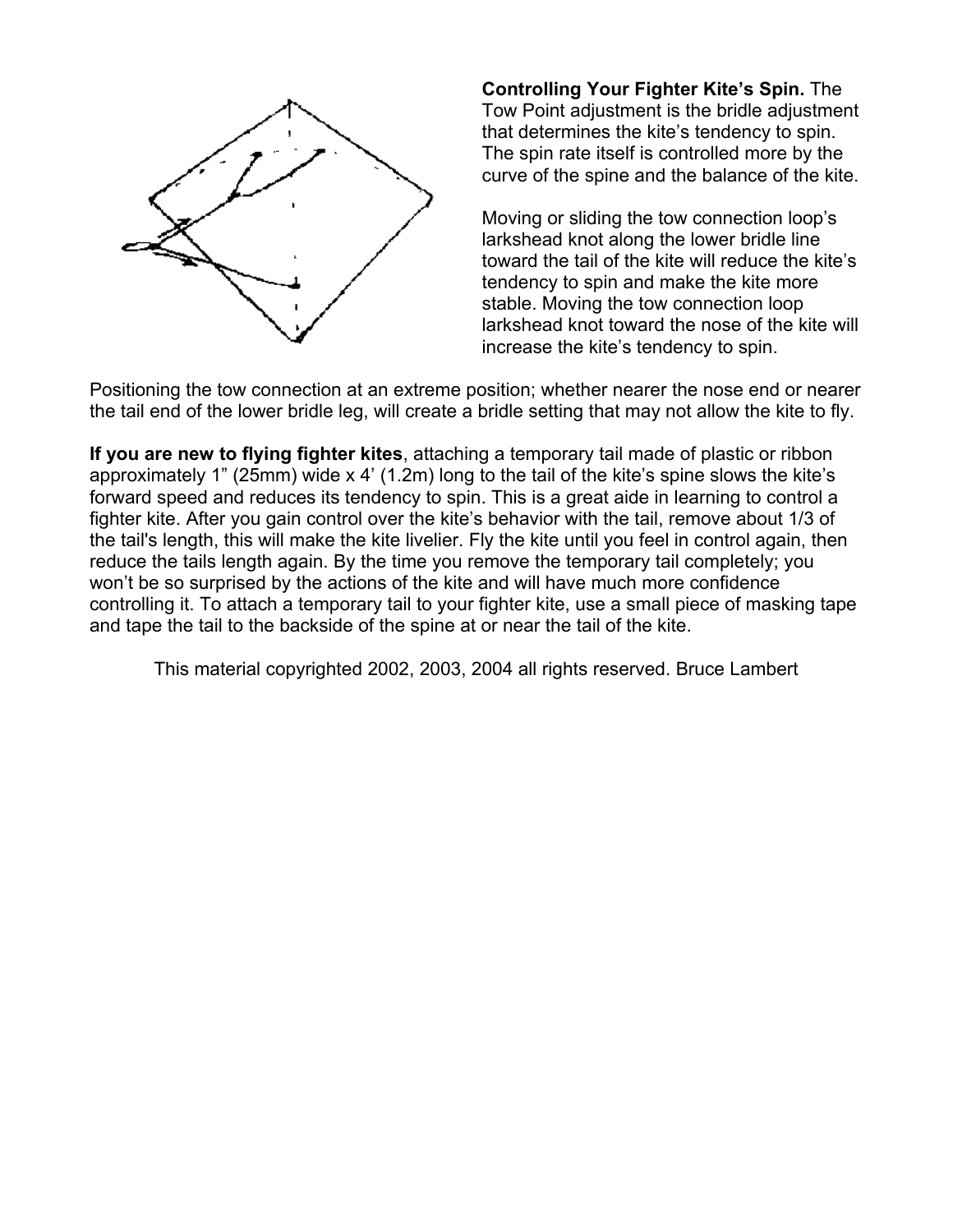**Controlling Your Fighter Kite's Spin.** The Tow Point adjustment is the bridle adjustment that determines the kite's tendency to spin. The spin rate itself is controlled more by the curve of the spine and the balance of the kite.

Moving or sliding the tow connection loop's larkshead knot along the lower bridle line toward the tail of the kite will reduce the kite's tendency to spin and make the kite more stable. Moving the tow connection loop larkshead knot toward the nose of the kite will increase the kite's tendency to spin.

Positioning the tow connection at an extreme position; whether nearer the nose end or nearer the tail end of the lower bridle leg, will create a bridle setting that may not allow the kite to fly.

**If you are new to flying fighter kites**, attaching a temporary tail made of plastic or ribbon approximately 1" (25mm) wide x 4' (1.2m) long to the tail of the kite's spine slows the kite's forward speed and reduces its tendency to spin. This is a great aide in learning to control a fighter kite. After you gain control over the kite's behavior with the tail, remove about 1/3 of the tail's length, this will make the kite livelier. Fly the kite until you feel in control again, then reduce the tails length again. By the time you remove the temporary tail completely; you won't be so surprised by the actions of the kite and will have much more confidence controlling it. To attach a temporary tail to your fighter kite, use a small piece of masking tape and tape the tail to the backside of the spine at or near the tail of the kite.

This material copyrighted 2002, 2003, 2004 all rights reserved. Bruce Lambert